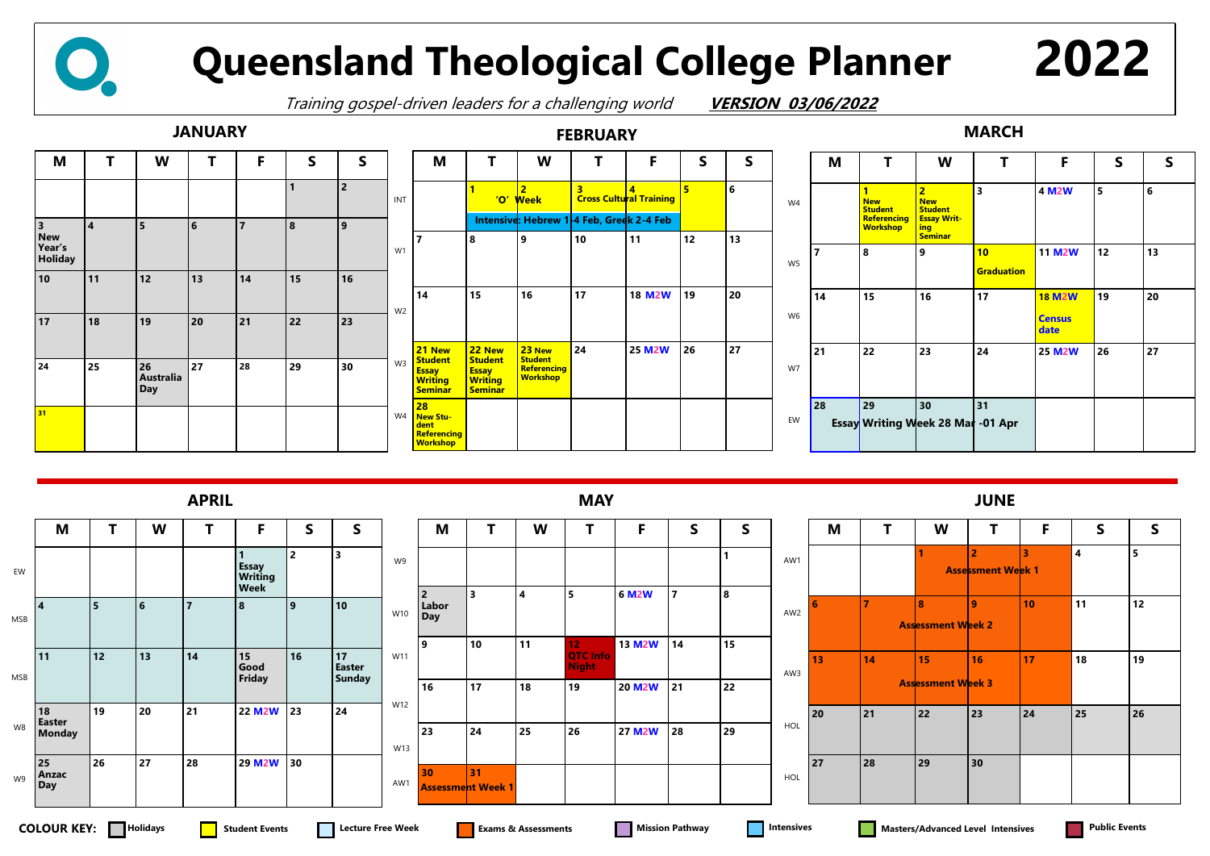# Queensland Theological College Planner 2022

*Training gospel-driven leaders for a challenging world* ***VERSION 03/06/2022***

## JANUARY

| M | T | W | T | F | S | S |
|---|---|---|---|---|---|---|
| | | | | | 1 | 2 |
| 3 New Year's Holiday | 4 | 5 | 6 | 7 | 8 | 9 |
| 10 | 11 | 12 | 13 | 14 | 15 | 16 |
| 17 | 18 | 19 | 20 | 21 | 22 | 23 |
| 24 | 25 | 26 Australia Day | 27 | 28 | 29 | 30 |
| 31 | | | | | | |

## FEBRUARY

| | M | T | W | T | F | S | S |
|---|---|---|---|---|---|---|---|
| INT | | 1 'O' Week | 2 | 3 Cross Cultural Training | 4 | 5 | 6 |
| | | Intensive: Hebrew 1-4 Feb, Greek 2-4 Feb | | | | | |
| W1 | 7 | 8 | 9 | 10 | 11 | 12 | 13 |
| W2 | 14 | 15 | 16 | 17 | 18 M2W | 19 | 20 |
| W3 | 21 New Student Essay Writing Seminar | 22 New Student Essay Writing Seminar | 23 New Student Referencing Workshop | 24 | 25 M2W | 26 | 27 |
| W4 | 28 New Student Referencing Workshop | | | | | | |

## MARCH

| | M | T | W | T | F | S | S |
|---|---|---|---|---|---|---|---|
| W4 | | 1 New Student Referencing Workshop | 2 New Student Essay Writing Seminar | 3 | 4 M2W | 5 | 6 |
| W5 | 7 | 8 | 9 | 10 Graduation | 11 M2W | 12 | 13 |
| W6 | 14 | 15 | 16 | 17 | 18 M2W Census date | 19 | 20 |
| W7 | 21 | 22 | 23 | 24 | 25 M2W | 26 | 27 |
| EW | 28 Essay Writing Week 28 Mar -01 Apr | 29 | 30 | 31 | | | |

## APRIL

| | M | T | W | T | F | S | S |
|---|---|---|---|---|---|---|---|
| EW | | | | | 1 Essay Writing Week | 2 | 3 |
| MSB | 4 | 5 | 6 | 7 | 8 | 9 | 10 |
| MSB | 11 | 12 | 13 | 14 | 15 Good Friday | 16 | 17 Easter Sunday |
| W8 | 18 Easter Monday | 19 | 20 | 21 | 22 M2W | 23 | 24 |
| W9 | 25 Anzac Day | 26 | 27 | 28 | 29 M2W | 30 | |

## MAY

| | M | T | W | T | F | S | S |
|---|---|---|---|---|---|---|---|
| W9 | | | | | | | 1 |
| W10 | 2 Labor Day | 3 | 4 | 5 | 6 M2W | 7 | 8 |
| W11 | 9 | 10 | 11 | 12 QTC Info Night | 13 M2W | 14 | 15 |
| W12 | 16 | 17 | 18 | 19 | 20 M2W | 21 | 22 |
| W13 | 23 | 24 | 25 | 26 | 27 M2W | 28 | 29 |
| AW1 | 30 Assessment Week 1 | 31 | | | | | |

## JUNE

| | M | T | W | T | F | S | S |
|---|---|---|---|---|---|---|---|
| AW1 | | | 1 Assessment Week 1 | 2 | 3 | 4 | 5 |
| AW2 | 6 Assessment Week 2 | 7 | 8 | 9 | 10 | 11 | 12 |
| AW3 | 13 Assessment Week 3 | 14 | 15 | 16 | 17 | 18 | 19 |
| HOL | 20 | 21 | 22 | 23 | 24 | 25 | 26 |
| HOL | 27 | 28 | 29 | 30 | | | |

**COLOUR KEY:** Holidays | Student Events | Lecture Free Week | Exams & Assessments | Mission Pathway | Intensives | Masters/Advanced Level Intensives | Public Events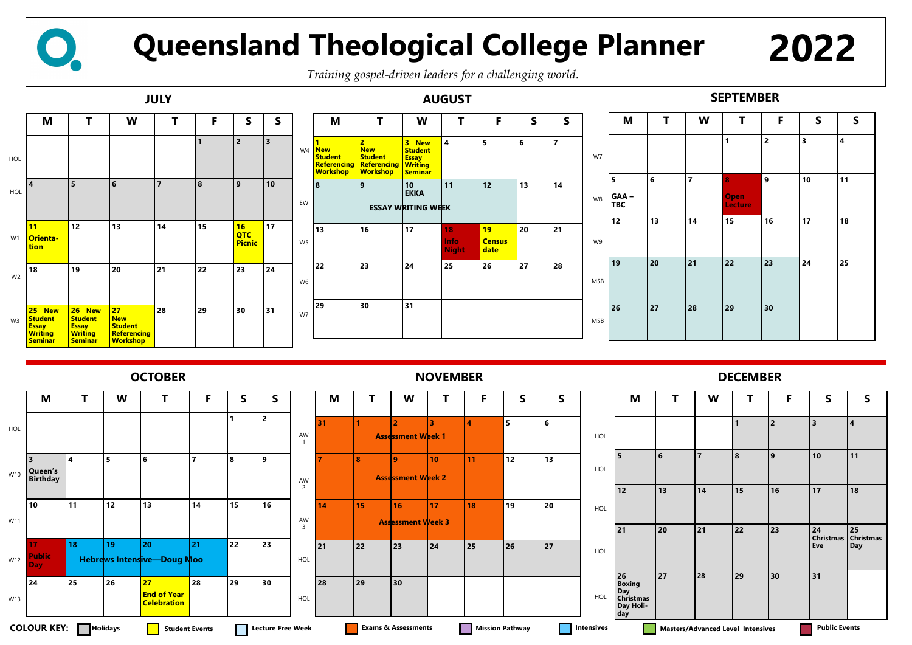# Queensland Theological College Planner 2022

*Training gospel-driven leaders for a challenging world.*

## JULY

| | M | T | W | T | F | S | S |
|---|---|---|---|---|---|---|---|
| HOL | | | | | 1 | 2 | 3 |
| HOL | 4 | 5 | 6 | 7 | 8 | 9 | 10 |
| W1 | 11 Orienta-tion | 12 | 13 | 14 | 15 | 16 QTC Picnic | 17 |
| W2 | 18 | 19 | 20 | 21 | 22 | 23 | 24 |
| W3 | 25 New Student Essay Writing Seminar | 26 New Student Essay Writing Seminar | 27 New Student Referencing Workshop | 28 | 29 | 30 | 31 |

## AUGUST

| | M | T | W | T | F | S | S |
|---|---|---|---|---|---|---|---|
| W4 | 1 New Student Referencing Workshop | 2 New Student Referencing Workshop | 3 New Student Essay Writing Seminar | 4 | 5 | 6 | 7 |
| EW | 8 | 9 | 10 EKKA ESSAY WRITING WEEK | 11 | 12 | 13 | 14 |
| W5 | 13 | 16 | 17 | 18 Info Night | 19 Census date | 20 | 21 |
| W6 | 22 | 23 | 24 | 25 | 26 | 27 | 28 |
| W7 | 29 | 30 | 31 | | | | |

## SEPTEMBER

| | M | T | W | T | F | S | S |
|---|---|---|---|---|---|---|---|
| W7 | | | | 1 | 2 | 3 | 4 |
| W8 | 5 GAA – TBC | 6 | 7 | 8 Open Lecture | 9 | 10 | 11 |
| W9 | 12 | 13 | 14 | 15 | 16 | 17 | 18 |
| MSB | 19 | 20 | 21 | 22 | 23 | 24 | 25 |
| MSB | 26 | 27 | 28 | 29 | 30 | | |

## OCTOBER

| | M | T | W | T | F | S | S |
|---|---|---|---|---|---|---|---|
| HOL | | | | | | 1 | 2 |
| W10 | 3 Queen's Birthday | 4 | 5 | 6 | 7 | 8 | 9 |
| W11 | 10 | 11 | 12 | 13 | 14 | 15 | 16 |
| W12 | 17 Public Day | 18 Hebrews Intensive—Doug Moo | 19 | 20 | 21 | 22 | 23 |
| W13 | 24 | 25 | 26 | 27 End of Year Celebration | 28 | 29 | 30 |

## NOVEMBER

| | M | T | W | T | F | S | S |
|---|---|---|---|---|---|---|---|
| AW 1 | 31 | 1 | 2 Assessment Week 1 | 3 | 4 | 5 | 6 |
| AW 2 | 7 | 8 | 9 Assessment Week 2 | 10 | 11 | 12 | 13 |
| AW 3 | 14 | 15 | 16 Assessment Week 3 | 17 | 18 | 19 | 20 |
| HOL | 21 | 22 | 23 | 24 | 25 | 26 | 27 |
| HOL | 28 | 29 | 30 | | | | |

## DECEMBER

| | M | T | W | T | F | S | S |
|---|---|---|---|---|---|---|---|
| HOL | | | | 1 | 2 | 3 | 4 |
| HOL | 5 | 6 | 7 | 8 | 9 | 10 | 11 |
| HOL | 12 | 13 | 14 | 15 | 16 | 17 | 18 |
| HOL | 21 | 20 | 21 | 22 | 23 | 24 Christmas Eve | 25 Christmas Day |
| HOL | 26 Boxing Day Christmas Day Holi-day | 27 | 28 | 29 | 30 | 31 | |

**COLOUR KEY:** Holidays | Student Events | Lecture Free Week | Exams & Assessments | Mission Pathway | Intensives | Masters/Advanced Level Intensives | Public Events